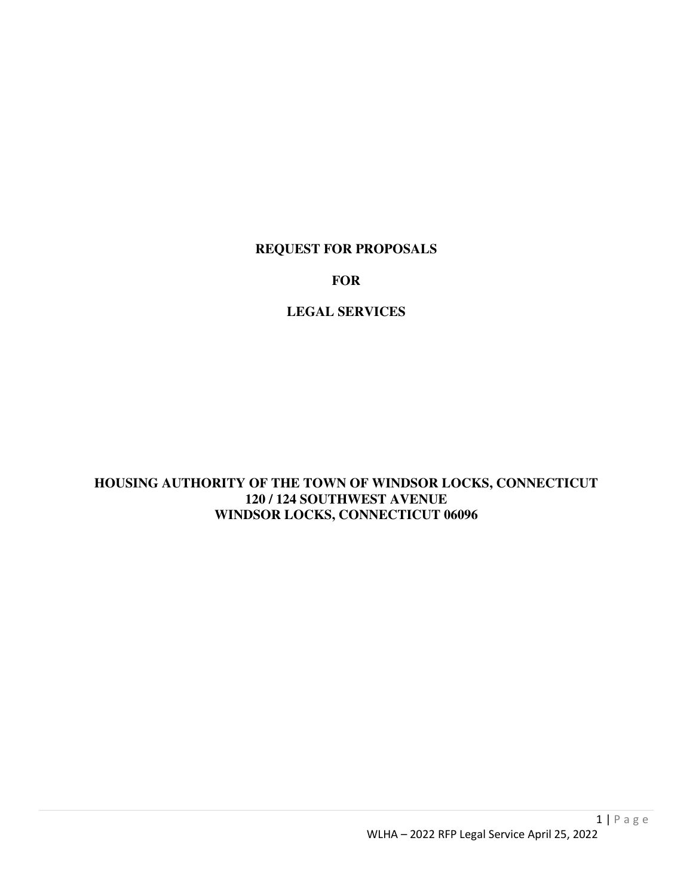# REQUEST FOR PROPOSALS

# FOR

# LEGAL SERVICES

**HOUSING AUTHORITY OF THE TOWN OF WINDSOR LOCKS, CONNECTICUT**
**120 / 124 SOUTHWEST AVENUE**
**WINDSOR LOCKS, CONNECTICUT 06096**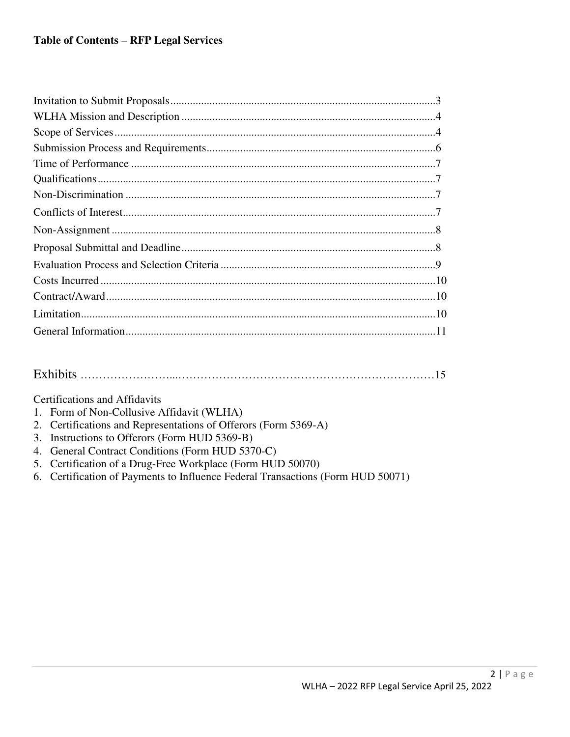**Table of Contents – RFP Legal Services**

Invitation to Submit Proposals............................................................................................3
WLHA Mission and Description ........................................................................................4
Scope of Services.................................................................................................................4
Submission Process and Requirements...............................................................................6
Time of Performance ..........................................................................................................7
Qualifications......................................................................................................................7
Non-Discrimination ............................................................................................................7
Conflicts of Interest.............................................................................................................7
Non-Assignment .................................................................................................................8
Proposal Submittal and Deadline........................................................................................8
Evaluation Process and Selection Criteria ..........................................................................9
Costs Incurred .....................................................................................................................10
Contract/Award...................................................................................................................10
Limitation............................................................................................................................10
General Information............................................................................................................11

Exhibits ...............................................................................................15

Certifications and Affidavits

1. Form of Non-Collusive Affidavit (WLHA)
2. Certifications and Representations of Offerors (Form 5369-A)
3. Instructions to Offerors (Form HUD 5369-B)
4. General Contract Conditions (Form HUD 5370-C)
5. Certification of a Drug-Free Workplace (Form HUD 50070)
6. Certification of Payments to Influence Federal Transactions (Form HUD 50071)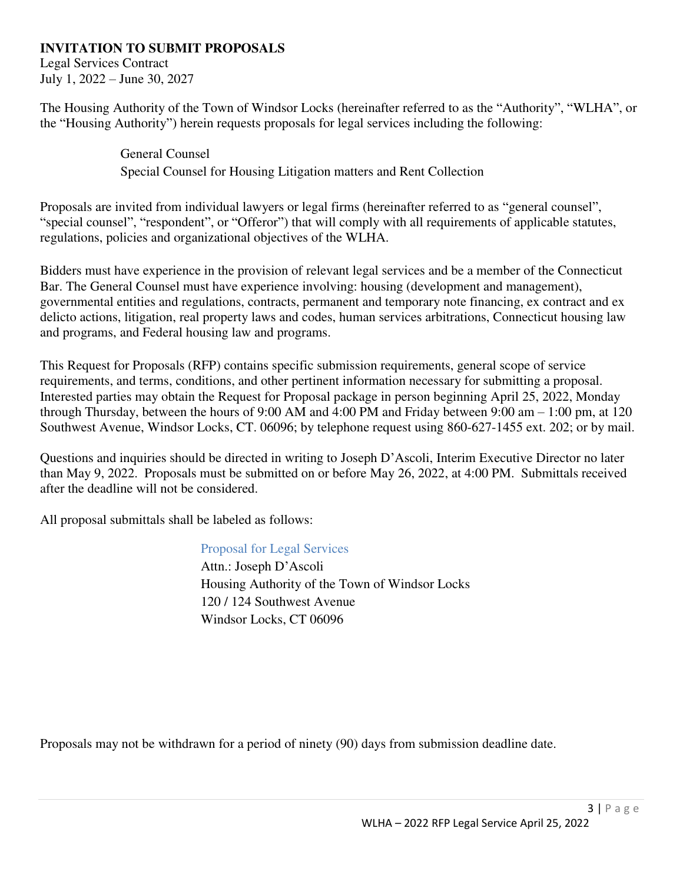## INVITATION TO SUBMIT PROPOSALS

Legal Services Contract
July 1, 2022 – June 30, 2027

The Housing Authority of the Town of Windsor Locks (hereinafter referred to as the "Authority", "WLHA", or the "Housing Authority") herein requests proposals for legal services including the following:

General Counsel
Special Counsel for Housing Litigation matters and Rent Collection

Proposals are invited from individual lawyers or legal firms (hereinafter referred to as "general counsel", "special counsel", "respondent", or "Offeror") that will comply with all requirements of applicable statutes, regulations, policies and organizational objectives of the WLHA.

Bidders must have experience in the provision of relevant legal services and be a member of the Connecticut Bar. The General Counsel must have experience involving: housing (development and management), governmental entities and regulations, contracts, permanent and temporary note financing, ex contract and ex delicto actions, litigation, real property laws and codes, human services arbitrations, Connecticut housing law and programs, and Federal housing law and programs.

This Request for Proposals (RFP) contains specific submission requirements, general scope of service requirements, and terms, conditions, and other pertinent information necessary for submitting a proposal. Interested parties may obtain the Request for Proposal package in person beginning April 25, 2022, Monday through Thursday, between the hours of 9:00 AM and 4:00 PM and Friday between 9:00 am – 1:00 pm, at 120 Southwest Avenue, Windsor Locks, CT. 06096; by telephone request using 860-627-1455 ext. 202; or by mail.

Questions and inquiries should be directed in writing to Joseph D'Ascoli, Interim Executive Director no later than May 9, 2022. Proposals must be submitted on or before May 26, 2022, at 4:00 PM. Submittals received after the deadline will not be considered.

All proposal submittals shall be labeled as follows:

Proposal for Legal Services
Attn.: Joseph D'Ascoli
Housing Authority of the Town of Windsor Locks
120 / 124 Southwest Avenue
Windsor Locks, CT 06096

Proposals may not be withdrawn for a period of ninety (90) days from submission deadline date.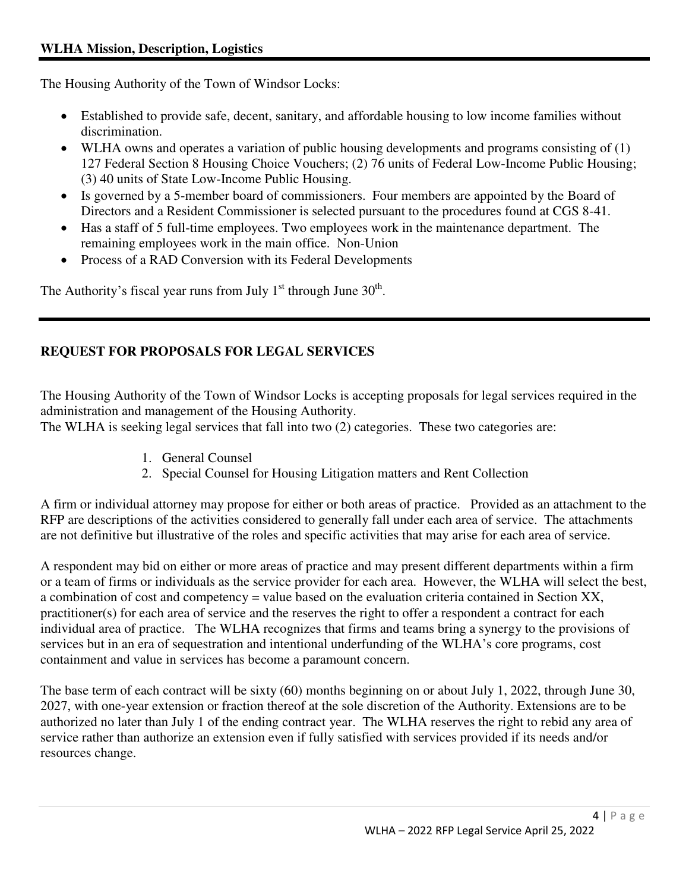## WLHA Mission, Description, Logistics

The Housing Authority of the Town of Windsor Locks:

- Established to provide safe, decent, sanitary, and affordable housing to low income families without discrimination.
- WLHA owns and operates a variation of public housing developments and programs consisting of (1) 127 Federal Section 8 Housing Choice Vouchers; (2) 76 units of Federal Low-Income Public Housing; (3) 40 units of State Low-Income Public Housing.
- Is governed by a 5-member board of commissioners. Four members are appointed by the Board of Directors and a Resident Commissioner is selected pursuant to the procedures found at CGS 8-41.
- Has a staff of 5 full-time employees. Two employees work in the maintenance department. The remaining employees work in the main office. Non-Union
- Process of a RAD Conversion with its Federal Developments

The Authority's fiscal year runs from July 1st through June 30th.

---

## REQUEST FOR PROPOSALS FOR LEGAL SERVICES

The Housing Authority of the Town of Windsor Locks is accepting proposals for legal services required in the administration and management of the Housing Authority.
The WLHA is seeking legal services that fall into two (2) categories. These two categories are:

1. General Counsel
2. Special Counsel for Housing Litigation matters and Rent Collection

A firm or individual attorney may propose for either or both areas of practice. Provided as an attachment to the RFP are descriptions of the activities considered to generally fall under each area of service. The attachments are not definitive but illustrative of the roles and specific activities that may arise for each area of service.

A respondent may bid on either or more areas of practice and may present different departments within a firm or a team of firms or individuals as the service provider for each area. However, the WLHA will select the best, a combination of cost and competency = value based on the evaluation criteria contained in Section XX, practitioner(s) for each area of service and the reserves the right to offer a respondent a contract for each individual area of practice. The WLHA recognizes that firms and teams bring a synergy to the provisions of services but in an era of sequestration and intentional underfunding of the WLHA's core programs, cost containment and value in services has become a paramount concern.

The base term of each contract will be sixty (60) months beginning on or about July 1, 2022, through June 30, 2027, with one-year extension or fraction thereof at the sole discretion of the Authority. Extensions are to be authorized no later than July 1 of the ending contract year. The WLHA reserves the right to rebid any area of service rather than authorize an extension even if fully satisfied with services provided if its needs and/or resources change.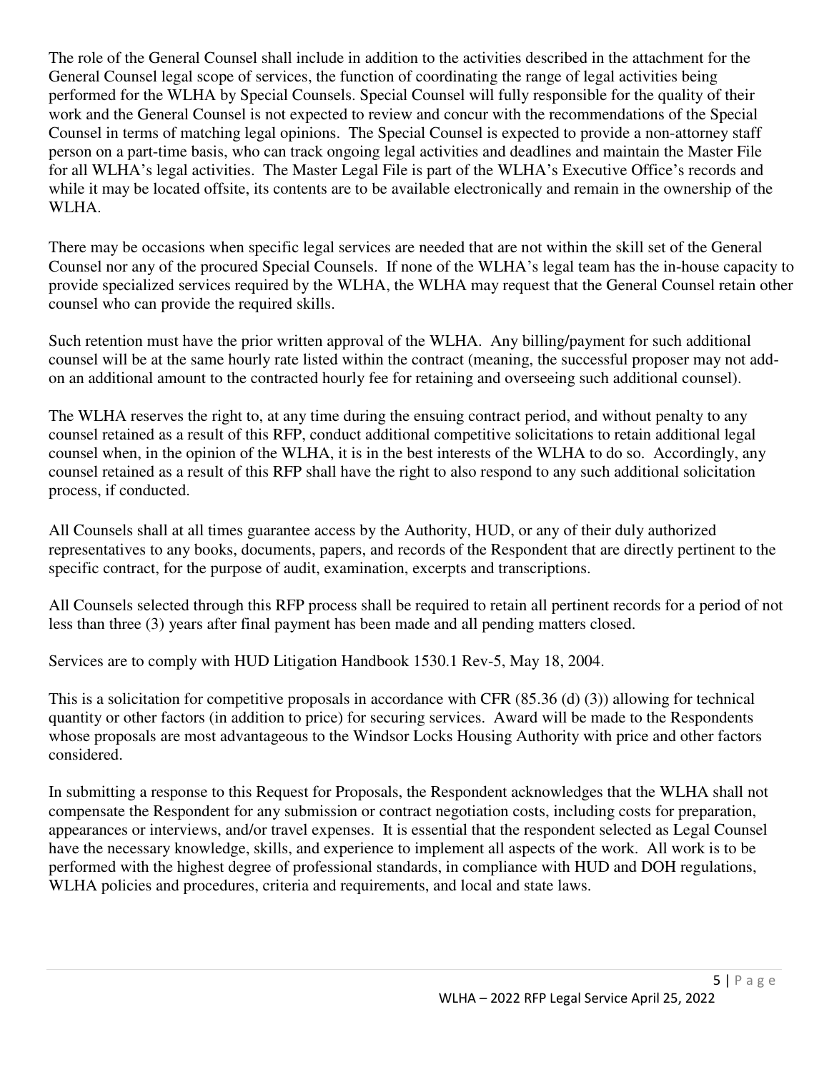The role of the General Counsel shall include in addition to the activities described in the attachment for the General Counsel legal scope of services, the function of coordinating the range of legal activities being performed for the WLHA by Special Counsels. Special Counsel will fully responsible for the quality of their work and the General Counsel is not expected to review and concur with the recommendations of the Special Counsel in terms of matching legal opinions. The Special Counsel is expected to provide a non-attorney staff person on a part-time basis, who can track ongoing legal activities and deadlines and maintain the Master File for all WLHA's legal activities. The Master Legal File is part of the WLHA's Executive Office's records and while it may be located offsite, its contents are to be available electronically and remain in the ownership of the WLHA.

There may be occasions when specific legal services are needed that are not within the skill set of the General Counsel nor any of the procured Special Counsels. If none of the WLHA's legal team has the in-house capacity to provide specialized services required by the WLHA, the WLHA may request that the General Counsel retain other counsel who can provide the required skills.

Such retention must have the prior written approval of the WLHA. Any billing/payment for such additional counsel will be at the same hourly rate listed within the contract (meaning, the successful proposer may not add-on an additional amount to the contracted hourly fee for retaining and overseeing such additional counsel).

The WLHA reserves the right to, at any time during the ensuing contract period, and without penalty to any counsel retained as a result of this RFP, conduct additional competitive solicitations to retain additional legal counsel when, in the opinion of the WLHA, it is in the best interests of the WLHA to do so. Accordingly, any counsel retained as a result of this RFP shall have the right to also respond to any such additional solicitation process, if conducted.

All Counsels shall at all times guarantee access by the Authority, HUD, or any of their duly authorized representatives to any books, documents, papers, and records of the Respondent that are directly pertinent to the specific contract, for the purpose of audit, examination, excerpts and transcriptions.

All Counsels selected through this RFP process shall be required to retain all pertinent records for a period of not less than three (3) years after final payment has been made and all pending matters closed.

Services are to comply with HUD Litigation Handbook 1530.1 Rev-5, May 18, 2004.

This is a solicitation for competitive proposals in accordance with CFR (85.36 (d) (3)) allowing for technical quantity or other factors (in addition to price) for securing services. Award will be made to the Respondents whose proposals are most advantageous to the Windsor Locks Housing Authority with price and other factors considered.

In submitting a response to this Request for Proposals, the Respondent acknowledges that the WLHA shall not compensate the Respondent for any submission or contract negotiation costs, including costs for preparation, appearances or interviews, and/or travel expenses. It is essential that the respondent selected as Legal Counsel have the necessary knowledge, skills, and experience to implement all aspects of the work. All work is to be performed with the highest degree of professional standards, in compliance with HUD and DOH regulations, WLHA policies and procedures, criteria and requirements, and local and state laws.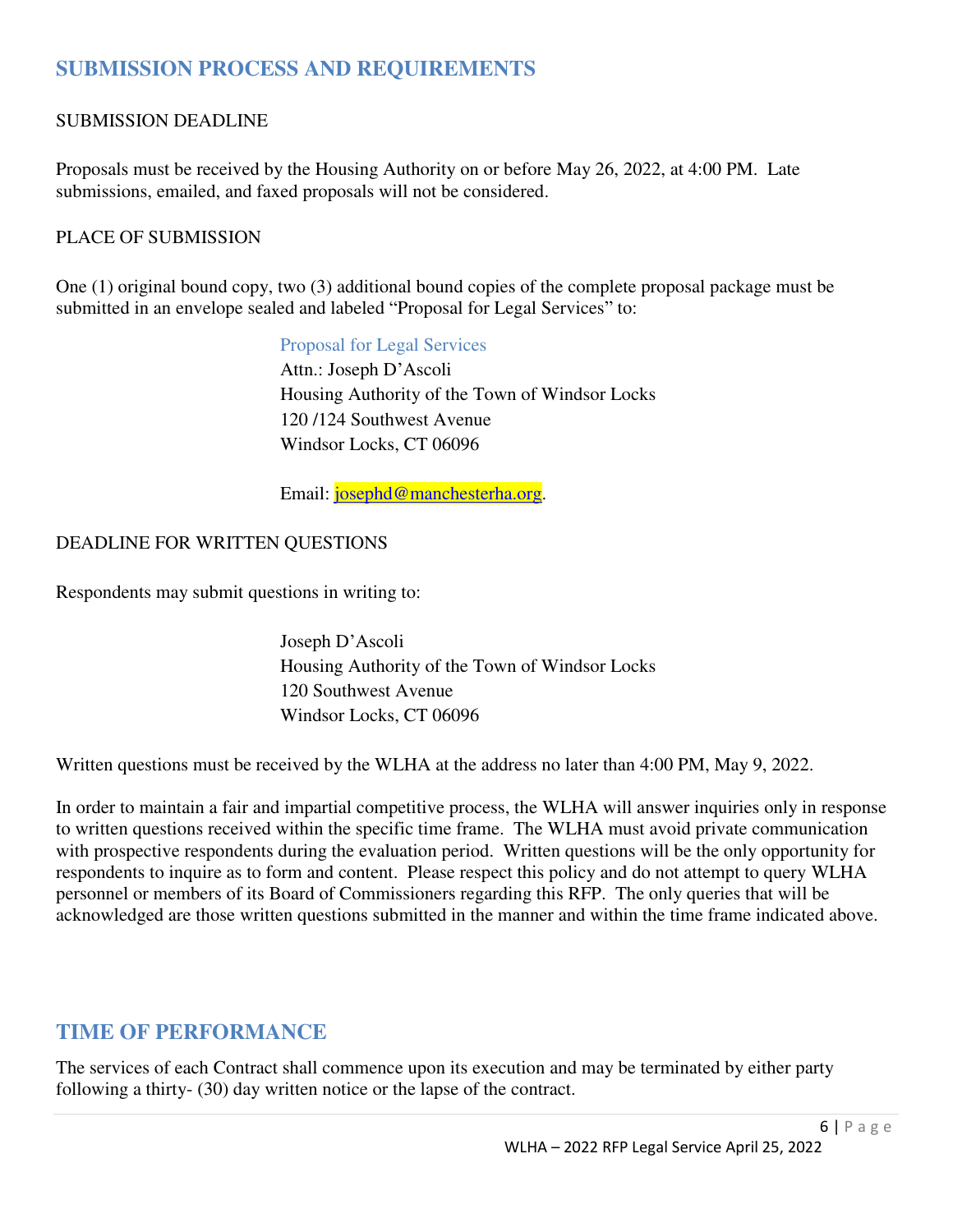## SUBMISSION PROCESS AND REQUIREMENTS

SUBMISSION DEADLINE

Proposals must be received by the Housing Authority on or before May 26, 2022, at 4:00 PM. Late submissions, emailed, and faxed proposals will not be considered.

PLACE OF SUBMISSION

One (1) original bound copy, two (3) additional bound copies of the complete proposal package must be submitted in an envelope sealed and labeled "Proposal for Legal Services" to:

> Proposal for Legal Services
> Attn.: Joseph D'Ascoli
> Housing Authority of the Town of Windsor Locks
> 120 /124 Southwest Avenue
> Windsor Locks, CT 06096
>
> Email: josephd@manchesterha.org.

DEADLINE FOR WRITTEN QUESTIONS

Respondents may submit questions in writing to:

> Joseph D'Ascoli
> Housing Authority of the Town of Windsor Locks
> 120 Southwest Avenue
> Windsor Locks, CT 06096

Written questions must be received by the WLHA at the address no later than 4:00 PM, May 9, 2022.

In order to maintain a fair and impartial competitive process, the WLHA will answer inquiries only in response to written questions received within the specific time frame. The WLHA must avoid private communication with prospective respondents during the evaluation period. Written questions will be the only opportunity for respondents to inquire as to form and content. Please respect this policy and do not attempt to query WLHA personnel or members of its Board of Commissioners regarding this RFP. The only queries that will be acknowledged are those written questions submitted in the manner and within the time frame indicated above.

## TIME OF PERFORMANCE

The services of each Contract shall commence upon its execution and may be terminated by either party following a thirty- (30) day written notice or the lapse of the contract.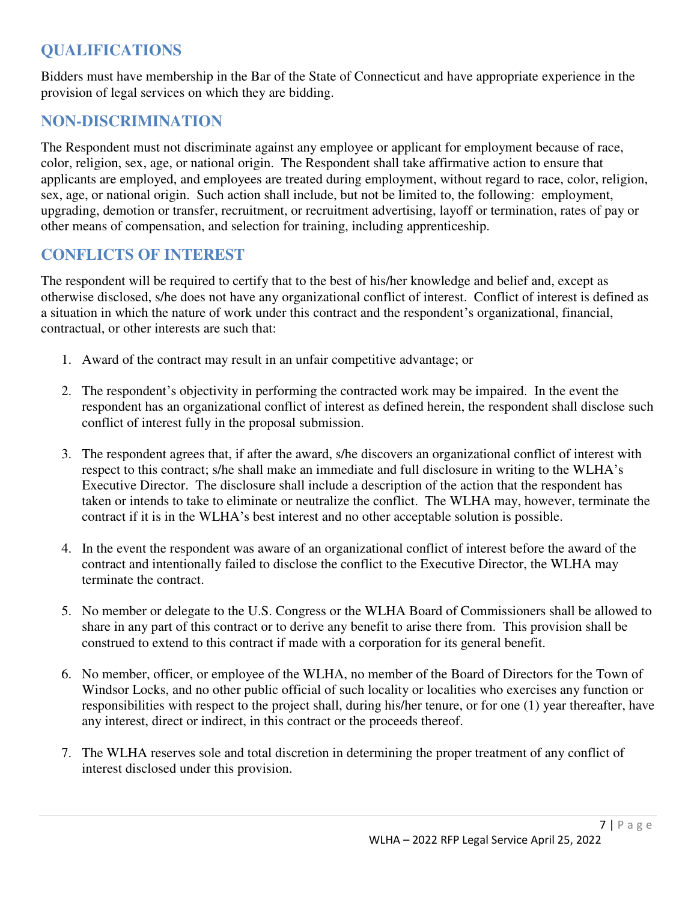## QUALIFICATIONS

Bidders must have membership in the Bar of the State of Connecticut and have appropriate experience in the provision of legal services on which they are bidding.

## NON-DISCRIMINATION

The Respondent must not discriminate against any employee or applicant for employment because of race, color, religion, sex, age, or national origin. The Respondent shall take affirmative action to ensure that applicants are employed, and employees are treated during employment, without regard to race, color, religion, sex, age, or national origin. Such action shall include, but not be limited to, the following: employment, upgrading, demotion or transfer, recruitment, or recruitment advertising, layoff or termination, rates of pay or other means of compensation, and selection for training, including apprenticeship.

## CONFLICTS OF INTEREST

The respondent will be required to certify that to the best of his/her knowledge and belief and, except as otherwise disclosed, s/he does not have any organizational conflict of interest. Conflict of interest is defined as a situation in which the nature of work under this contract and the respondent's organizational, financial, contractual, or other interests are such that:

1. Award of the contract may result in an unfair competitive advantage; or
2. The respondent's objectivity in performing the contracted work may be impaired. In the event the respondent has an organizational conflict of interest as defined herein, the respondent shall disclose such conflict of interest fully in the proposal submission.
3. The respondent agrees that, if after the award, s/he discovers an organizational conflict of interest with respect to this contract; s/he shall make an immediate and full disclosure in writing to the WLHA's Executive Director. The disclosure shall include a description of the action that the respondent has taken or intends to take to eliminate or neutralize the conflict. The WLHA may, however, terminate the contract if it is in the WLHA's best interest and no other acceptable solution is possible.
4. In the event the respondent was aware of an organizational conflict of interest before the award of the contract and intentionally failed to disclose the conflict to the Executive Director, the WLHA may terminate the contract.
5. No member or delegate to the U.S. Congress or the WLHA Board of Commissioners shall be allowed to share in any part of this contract or to derive any benefit to arise there from. This provision shall be construed to extend to this contract if made with a corporation for its general benefit.
6. No member, officer, or employee of the WLHA, no member of the Board of Directors for the Town of Windsor Locks, and no other public official of such locality or localities who exercises any function or responsibilities with respect to the project shall, during his/her tenure, or for one (1) year thereafter, have any interest, direct or indirect, in this contract or the proceeds thereof.
7. The WLHA reserves sole and total discretion in determining the proper treatment of any conflict of interest disclosed under this provision.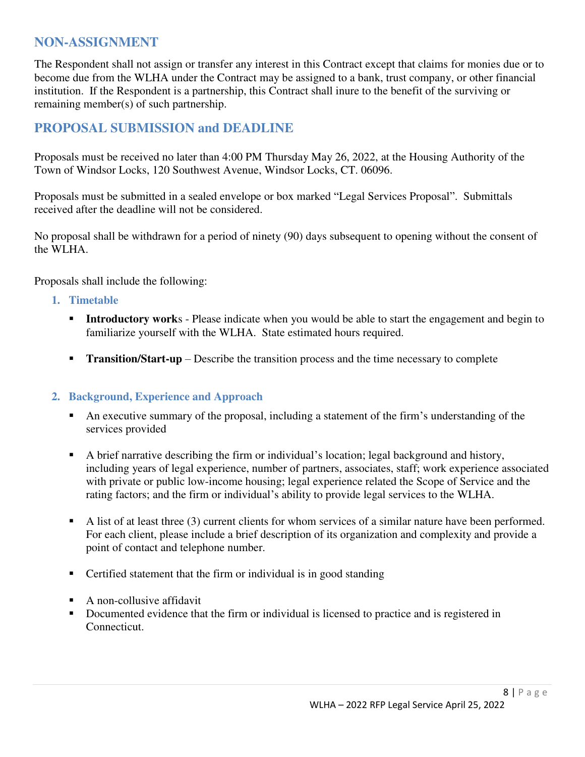## NON-ASSIGNMENT

The Respondent shall not assign or transfer any interest in this Contract except that claims for monies due or to become due from the WLHA under the Contract may be assigned to a bank, trust company, or other financial institution. If the Respondent is a partnership, this Contract shall inure to the benefit of the surviving or remaining member(s) of such partnership.

## PROPOSAL SUBMISSION and DEADLINE

Proposals must be received no later than 4:00 PM Thursday May 26, 2022, at the Housing Authority of the Town of Windsor Locks, 120 Southwest Avenue, Windsor Locks, CT. 06096.

Proposals must be submitted in a sealed envelope or box marked "Legal Services Proposal". Submittals received after the deadline will not be considered.

No proposal shall be withdrawn for a period of ninety (90) days subsequent to opening without the consent of the WLHA.

Proposals shall include the following:

1. **Timetable**
   - **Introductory work**s - Please indicate when you would be able to start the engagement and begin to familiarize yourself with the WLHA. State estimated hours required.
   - **Transition/Start-up** – Describe the transition process and the time necessary to complete

2. **Background, Experience and Approach**
   - An executive summary of the proposal, including a statement of the firm's understanding of the services provided
   - A brief narrative describing the firm or individual's location; legal background and history, including years of legal experience, number of partners, associates, staff; work experience associated with private or public low-income housing; legal experience related the Scope of Service and the rating factors; and the firm or individual's ability to provide legal services to the WLHA.
   - A list of at least three (3) current clients for whom services of a similar nature have been performed. For each client, please include a brief description of its organization and complexity and provide a point of contact and telephone number.
   - Certified statement that the firm or individual is in good standing
   - A non-collusive affidavit
   - Documented evidence that the firm or individual is licensed to practice and is registered in Connecticut.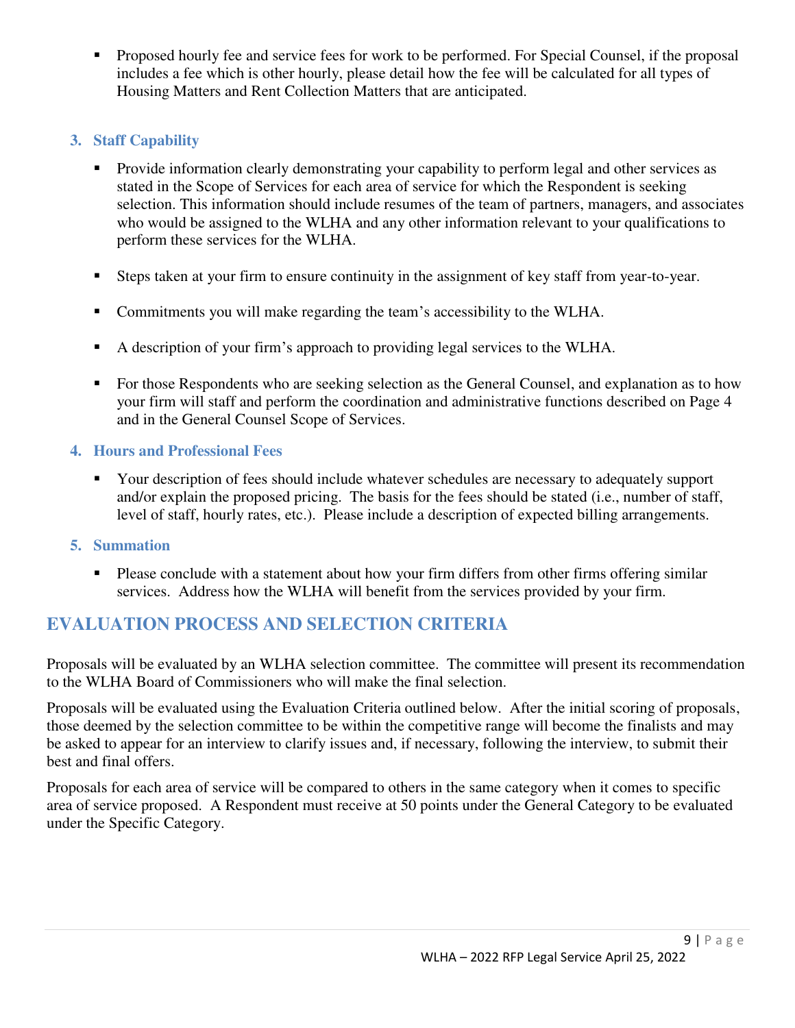- Proposed hourly fee and service fees for work to be performed. For Special Counsel, if the proposal includes a fee which is other hourly, please detail how the fee will be calculated for all types of Housing Matters and Rent Collection Matters that are anticipated.

### 3. Staff Capability

- Provide information clearly demonstrating your capability to perform legal and other services as stated in the Scope of Services for each area of service for which the Respondent is seeking selection. This information should include resumes of the team of partners, managers, and associates who would be assigned to the WLHA and any other information relevant to your qualifications to perform these services for the WLHA.

- Steps taken at your firm to ensure continuity in the assignment of key staff from year-to-year.

- Commitments you will make regarding the team's accessibility to the WLHA.

- A description of your firm's approach to providing legal services to the WLHA.

- For those Respondents who are seeking selection as the General Counsel, and explanation as to how your firm will staff and perform the coordination and administrative functions described on Page 4 and in the General Counsel Scope of Services.

### 4. Hours and Professional Fees

- Your description of fees should include whatever schedules are necessary to adequately support and/or explain the proposed pricing. The basis for the fees should be stated (i.e., number of staff, level of staff, hourly rates, etc.). Please include a description of expected billing arrangements.

### 5. Summation

- Please conclude with a statement about how your firm differs from other firms offering similar services. Address how the WLHA will benefit from the services provided by your firm.

## EVALUATION PROCESS AND SELECTION CRITERIA

Proposals will be evaluated by an WLHA selection committee. The committee will present its recommendation to the WLHA Board of Commissioners who will make the final selection.

Proposals will be evaluated using the Evaluation Criteria outlined below. After the initial scoring of proposals, those deemed by the selection committee to be within the competitive range will become the finalists and may be asked to appear for an interview to clarify issues and, if necessary, following the interview, to submit their best and final offers.

Proposals for each area of service will be compared to others in the same category when it comes to specific area of service proposed. A Respondent must receive at 50 points under the General Category to be evaluated under the Specific Category.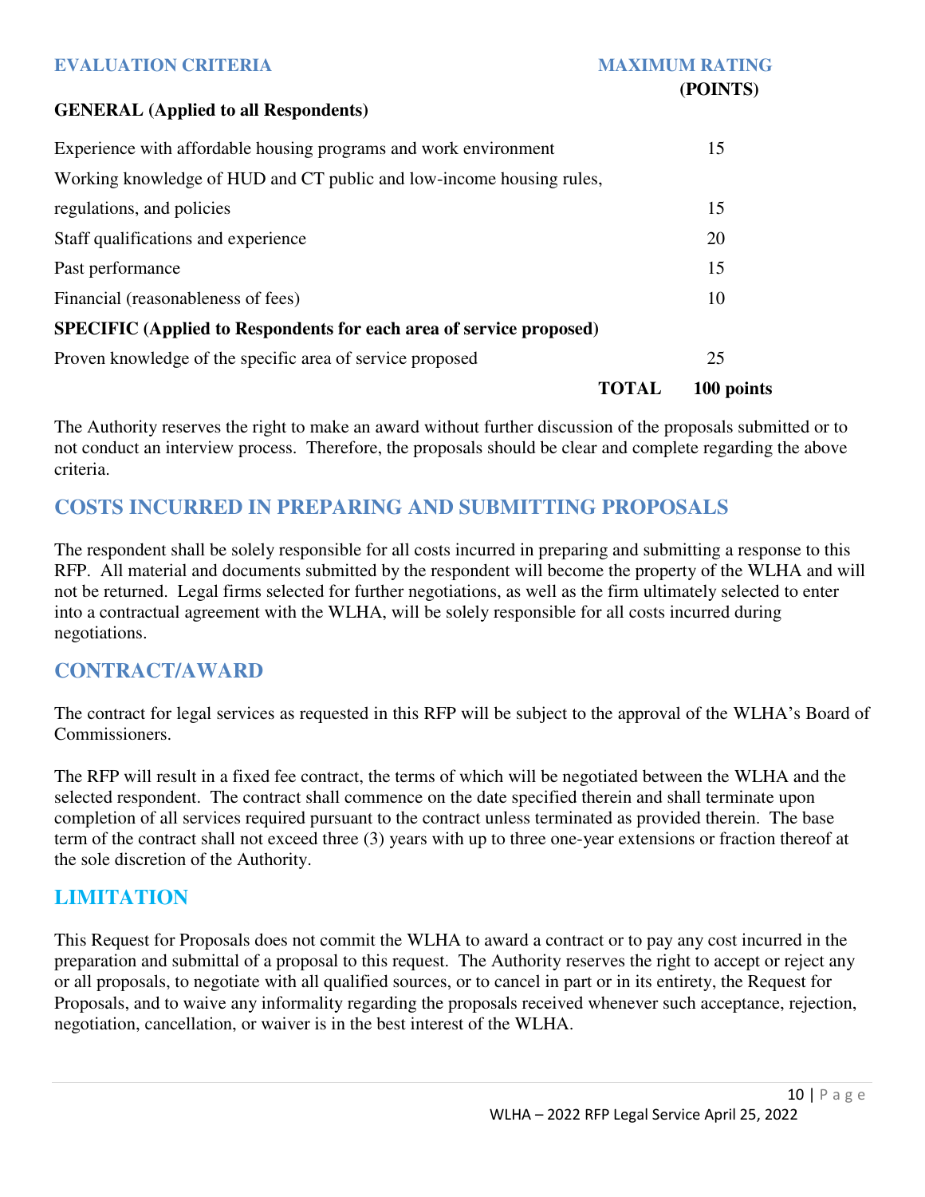| EVALUATION CRITERIA | MAXIMUM RATING (POINTS) |
|---|---|
| **GENERAL (Applied to all Respondents)** | |
| Experience with affordable housing programs and work environment | 15 |
| Working knowledge of HUD and CT public and low-income housing rules, regulations, and policies | 15 |
| Staff qualifications and experience | 20 |
| Past performance | 15 |
| Financial (reasonableness of fees) | 10 |
| **SPECIFIC (Applied to Respondents for each area of service proposed)** | |
| Proven knowledge of the specific area of service proposed | 25 |
| **TOTAL** | **100 points** |

The Authority reserves the right to make an award without further discussion of the proposals submitted or to not conduct an interview process. Therefore, the proposals should be clear and complete regarding the above criteria.

## COSTS INCURRED IN PREPARING AND SUBMITTING PROPOSALS

The respondent shall be solely responsible for all costs incurred in preparing and submitting a response to this RFP. All material and documents submitted by the respondent will become the property of the WLHA and will not be returned. Legal firms selected for further negotiations, as well as the firm ultimately selected to enter into a contractual agreement with the WLHA, will be solely responsible for all costs incurred during negotiations.

## CONTRACT/AWARD

The contract for legal services as requested in this RFP will be subject to the approval of the WLHA's Board of Commissioners.

The RFP will result in a fixed fee contract, the terms of which will be negotiated between the WLHA and the selected respondent. The contract shall commence on the date specified therein and shall terminate upon completion of all services required pursuant to the contract unless terminated as provided therein. The base term of the contract shall not exceed three (3) years with up to three one-year extensions or fraction thereof at the sole discretion of the Authority.

## LIMITATION

This Request for Proposals does not commit the WLHA to award a contract or to pay any cost incurred in the preparation and submittal of a proposal to this request. The Authority reserves the right to accept or reject any or all proposals, to negotiate with all qualified sources, or to cancel in part or in its entirety, the Request for Proposals, and to waive any informality regarding the proposals received whenever such acceptance, rejection, negotiation, cancellation, or waiver is in the best interest of the WLHA.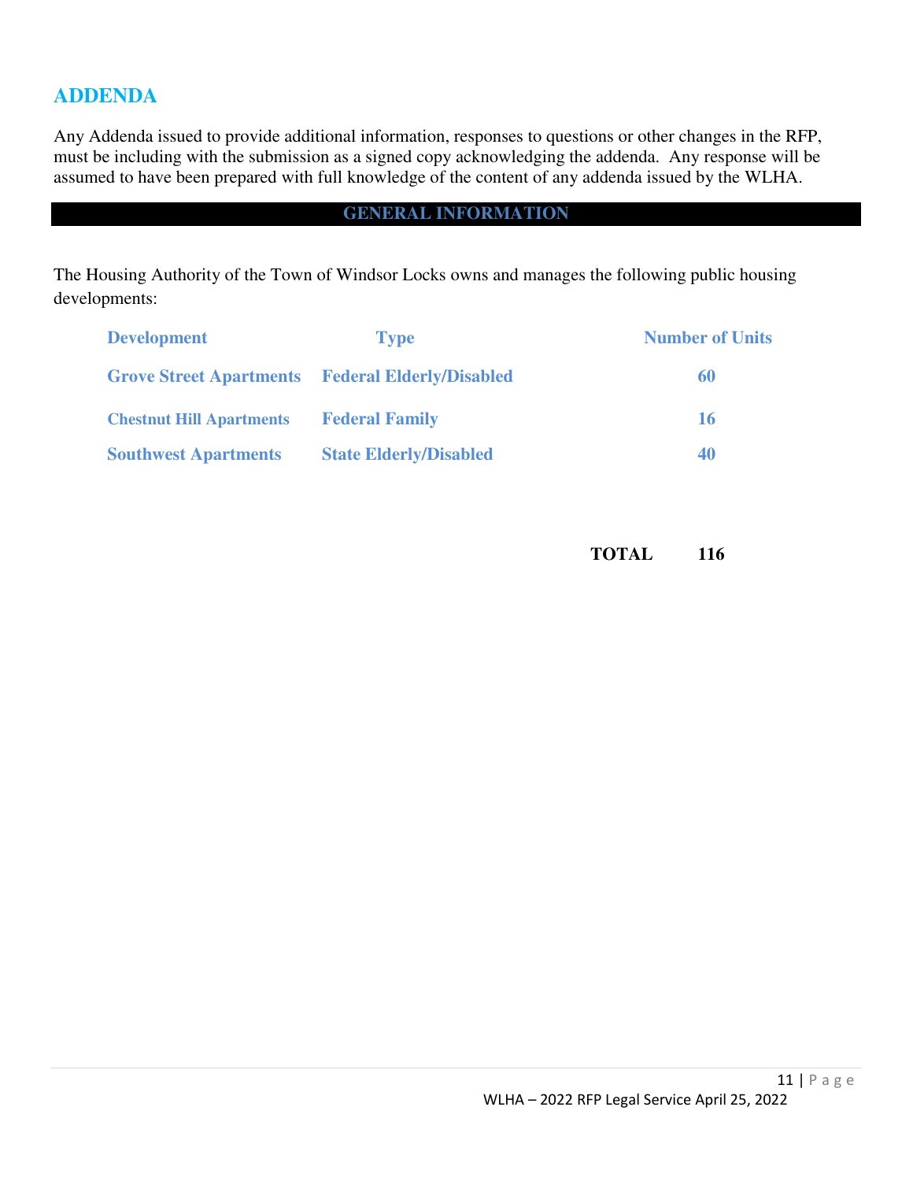## ADDENDA

Any Addenda issued to provide additional information, responses to questions or other changes in the RFP, must be including with the submission as a signed copy acknowledging the addenda. Any response will be assumed to have been prepared with full knowledge of the content of any addenda issued by the WLHA.

## GENERAL INFORMATION

The Housing Authority of the Town of Windsor Locks owns and manages the following public housing developments:

| Development | Type | Number of Units |
|---|---|---|
| Grove Street Apartments | Federal Elderly/Disabled | 60 |
| Chestnut Hill Apartments | Federal Family | 16 |
| Southwest Apartments | State Elderly/Disabled | 40 |
| | **TOTAL** | **116** |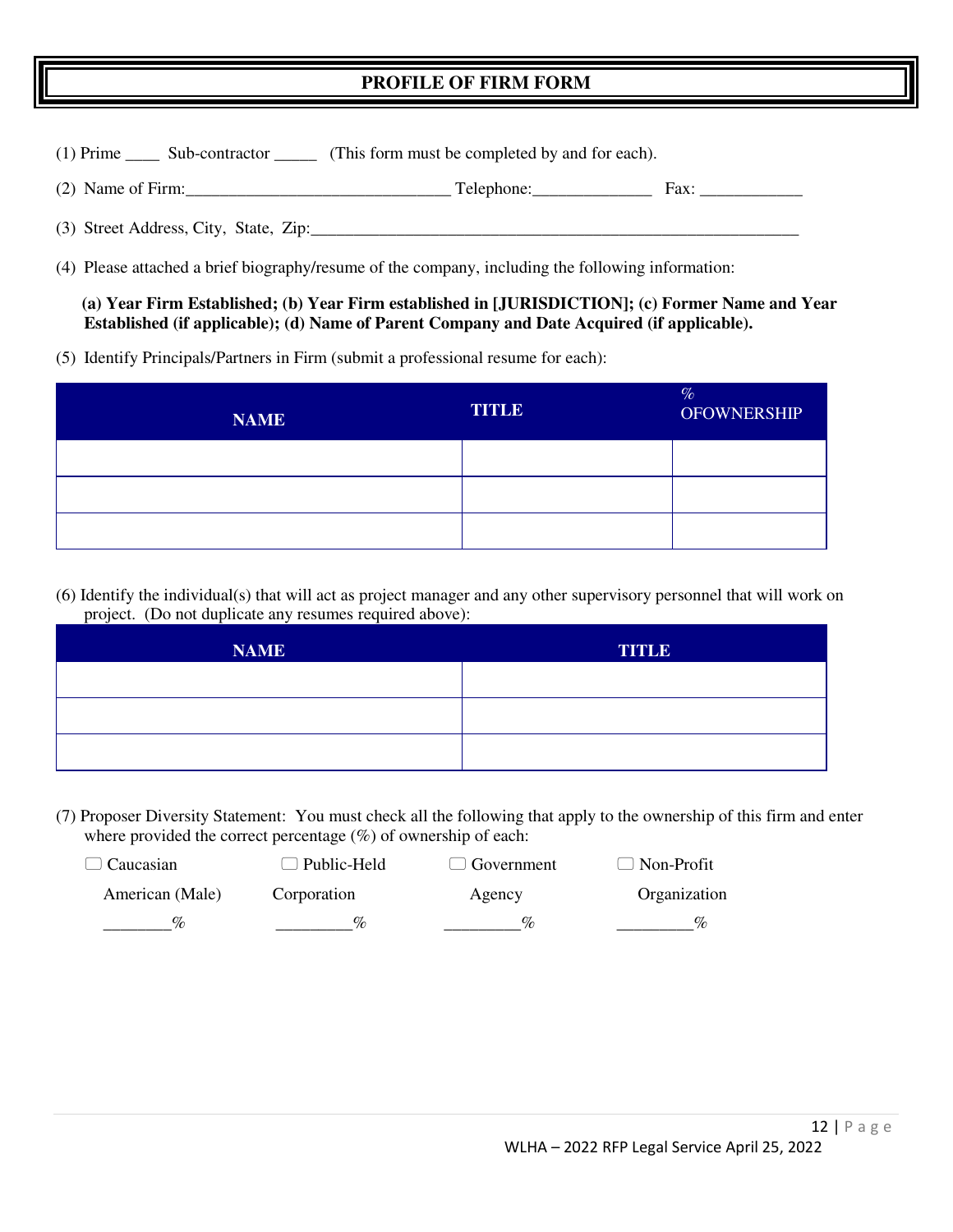# PROFILE OF FIRM FORM

(1) Prime ____ Sub-contractor _____ (This form must be completed by and for each).

(2) Name of Firm:______________________________ Telephone:______________ Fax: ____________

(3) Street Address, City, State, Zip:___________________________________________________________

(4) Please attached a brief biography/resume of the company, including the following information:

**(a) Year Firm Established; (b) Year Firm established in [JURISDICTION]; (c) Former Name and Year Established (if applicable); (d) Name of Parent Company and Date Acquired (if applicable).**

(5) Identify Principals/Partners in Firm (submit a professional resume for each):

| NAME | TITLE | % OFOWNERSHIP |
|---|---|---|
| | | |
| | | |
| | | |

(6) Identify the individual(s) that will act as project manager and any other supervisory personnel that will work on project. (Do not duplicate any resumes required above):

| NAME | TITLE |
|---|---|
| | |
| | |
| | |

(7) Proposer Diversity Statement: You must check all the following that apply to the ownership of this firm and enter where provided the correct percentage (%) of ownership of each:

| ☐ Caucasian American (Male) | ☐ Public-Held Corporation | ☐ Government Agency | ☐ Non-Profit Organization |
|---|---|---|---|
| ________% | _________% | _________% | _________% |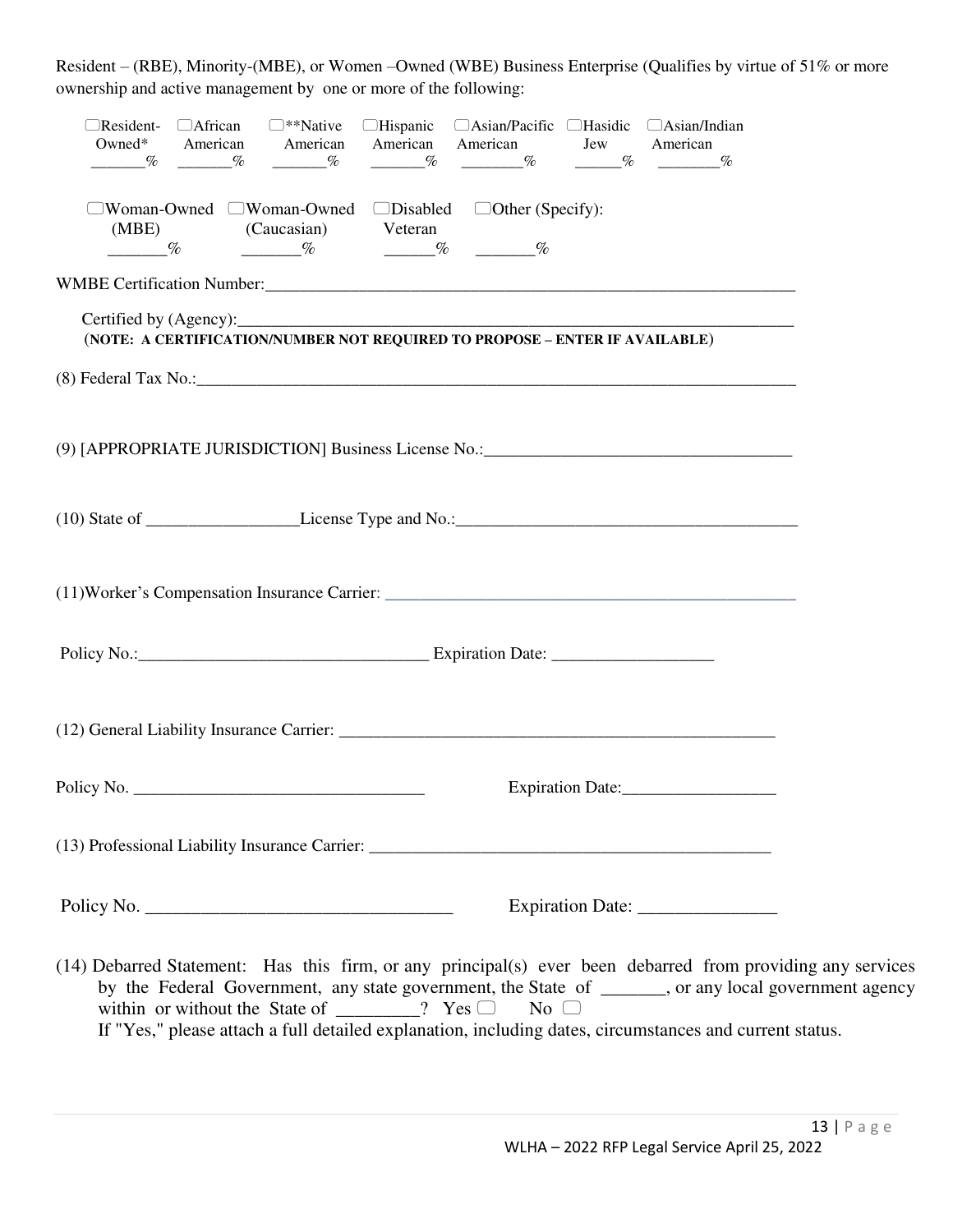Resident – (RBE), Minority-(MBE), or Women –Owned (WBE) Business Enterprise (Qualifies by virtue of 51% or more ownership and active management by one or more of the following:

| ☐Resident-Owned* | ☐African American | ☐**Native American | ☐Hispanic American | ☐Asian/Pacific American | ☐Hasidic Jew | ☐Asian/Indian American |
|---|---|---|---|---|---|---|
| _______% | _______% | _______% | _______% | ________% | ______% | ________% |

| ☐Woman-Owned (MBE) | ☐Woman-Owned (Caucasian) | ☐Disabled Veteran | ☐Other (Specify): |
|---|---|---|---|
| _______% | _______% | ______% | _______% |

WMBE Certification Number:_______________________________________________________________

Certified by (Agency):_____________________________________________________________________

(**NOTE: A CERTIFICATION/NUMBER NOT REQUIRED TO PROPOSE – ENTER IF AVAILABLE**)

(8) Federal Tax No.:________________________________________________________________________

(9) [APPROPRIATE JURISDICTION] Business License No.:_____________________________________

(10) State of _________________License Type and No.:________________________________________

(11)Worker's Compensation Insurance Carrier: ________________________________________________

Policy No.:_________________________________ Expiration Date: __________________

(12) General Liability Insurance Carrier: ____________________________________________________

Policy No. _________________________________ Expiration Date:_________________

(13) Professional Liability Insurance Carrier: _________________________________________________

Policy No. _________________________________ Expiration Date: _______________

(14) Debarred Statement: Has this firm, or any principal(s) ever been debarred from providing any services by the Federal Government, any state government, the State of _______, or any local government agency within or without the State of _________? Yes ☐ No ☐

If "Yes," please attach a full detailed explanation, including dates, circumstances and current status.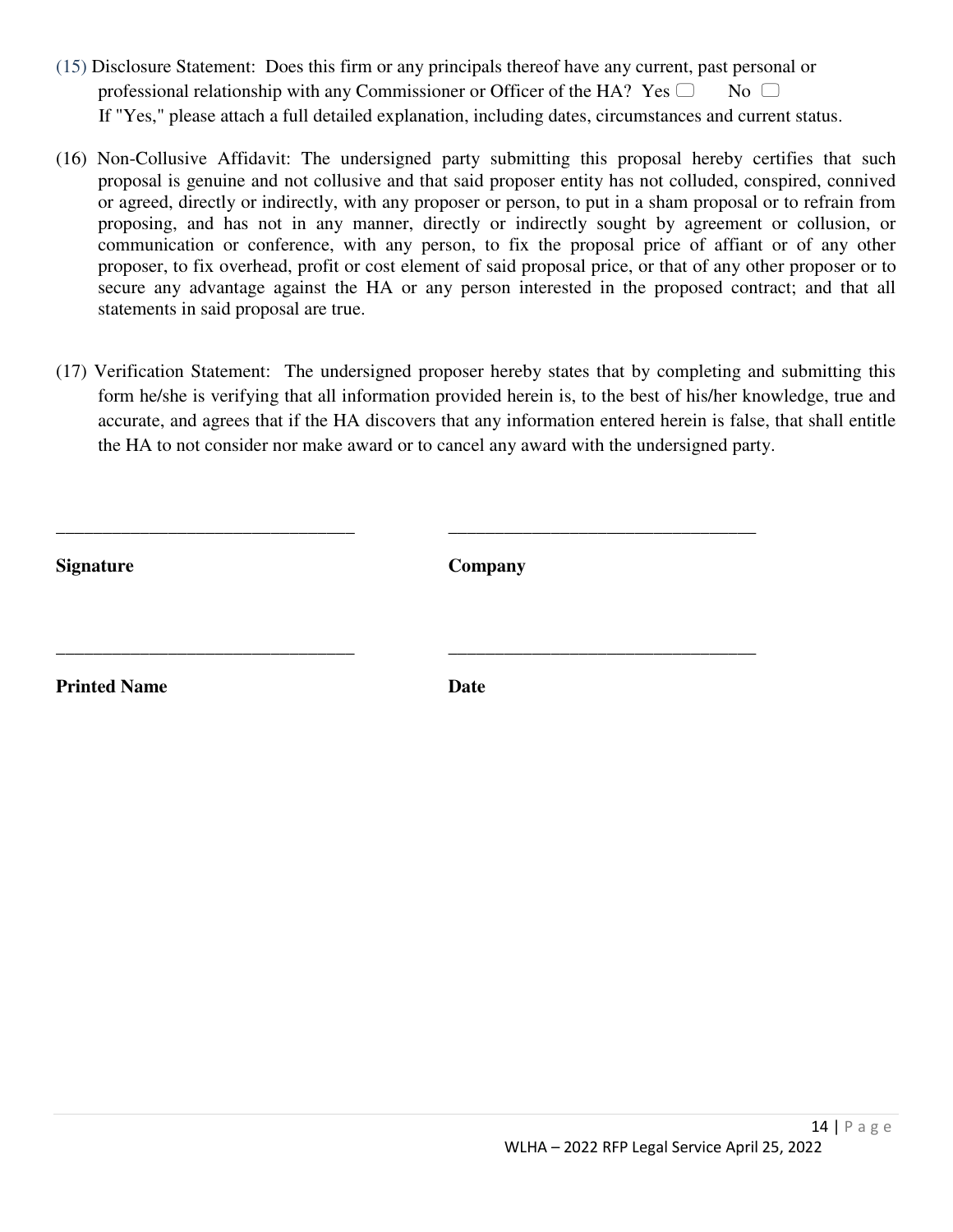(15) Disclosure Statement: Does this firm or any principals thereof have any current, past personal or professional relationship with any Commissioner or Officer of the HA? Yes ☐ No ☐
If "Yes," please attach a full detailed explanation, including dates, circumstances and current status.

(16) Non-Collusive Affidavit: The undersigned party submitting this proposal hereby certifies that such proposal is genuine and not collusive and that said proposer entity has not colluded, conspired, connived or agreed, directly or indirectly, with any proposer or person, to put in a sham proposal or to refrain from proposing, and has not in any manner, directly or indirectly sought by agreement or collusion, or communication or conference, with any person, to fix the proposal price of affiant or of any other proposer, to fix overhead, profit or cost element of said proposal price, or that of any other proposer or to secure any advantage against the HA or any person interested in the proposed contract; and that all statements in said proposal are true.

(17) Verification Statement: The undersigned proposer hereby states that by completing and submitting this form he/she is verifying that all information provided herein is, to the best of his/her knowledge, true and accurate, and agrees that if the HA discovers that any information entered herein is false, that shall entitle the HA to not consider nor make award or to cancel any award with the undersigned party.

\_\_\_\_\_\_\_\_\_\_\_\_\_\_\_\_\_\_\_\_\_\_\_\_\_\_\_\_\_\_\_\_ \_\_\_\_\_\_\_\_\_\_\_\_\_\_\_\_\_\_\_\_\_\_\_\_\_\_\_\_\_\_\_\_

**Signature** **Company**

\_\_\_\_\_\_\_\_\_\_\_\_\_\_\_\_\_\_\_\_\_\_\_\_\_\_\_\_\_\_\_\_ \_\_\_\_\_\_\_\_\_\_\_\_\_\_\_\_\_\_\_\_\_\_\_\_\_\_\_\_\_\_\_\_

**Printed Name** **Date**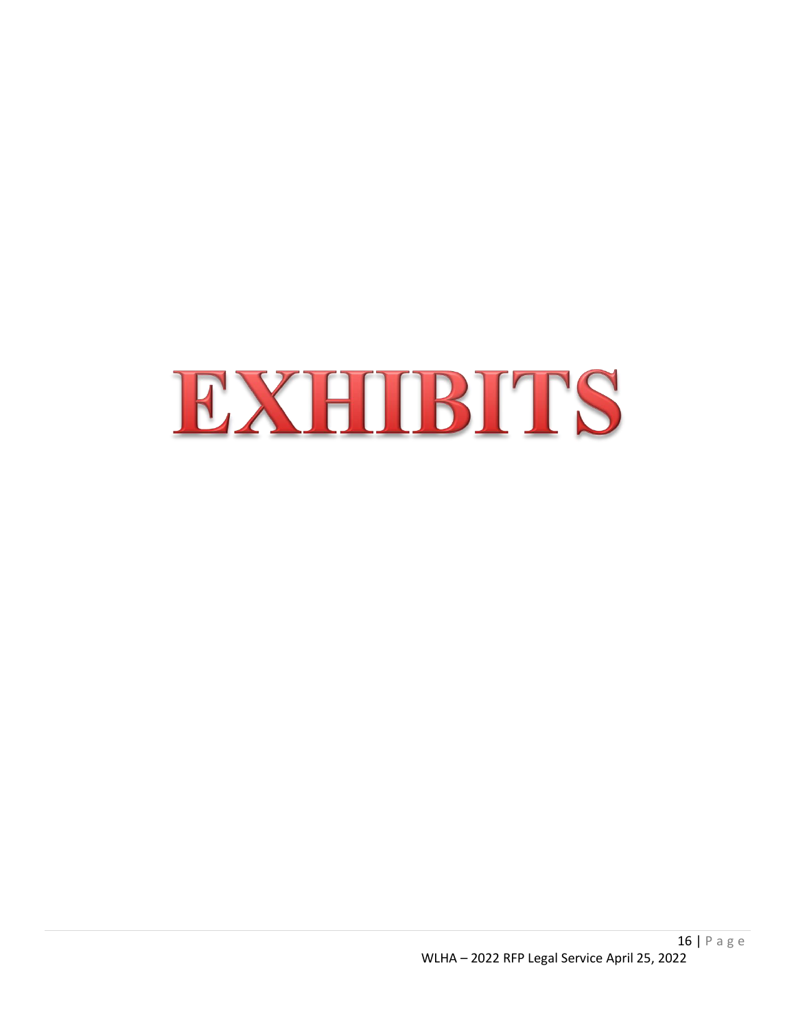# EXHIBITS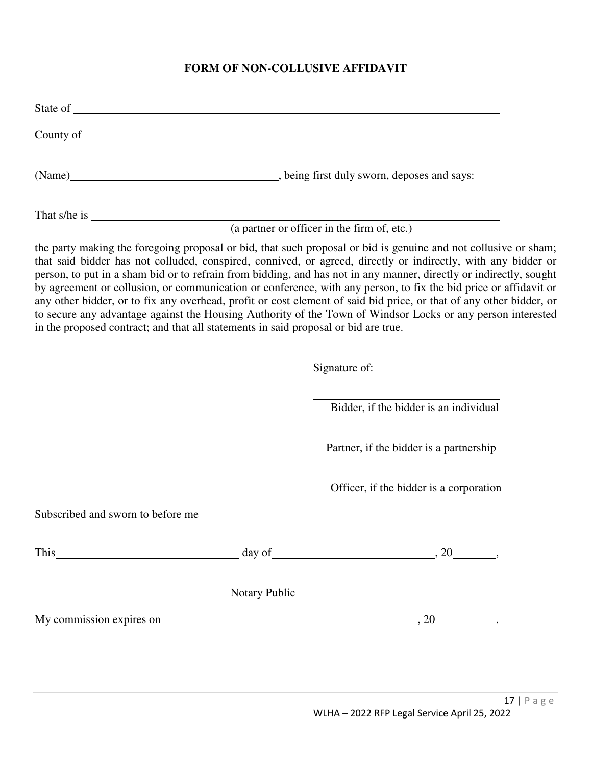# FORM OF NON-COLLUSIVE AFFIDAVIT

State of ______________________________________________________________________

County of _____________________________________________________________________

(Name)____________________________________, being first duly sworn, deposes and says:

That s/he is __________________________________________________________________
(a partner or officer in the firm of, etc.)

the party making the foregoing proposal or bid, that such proposal or bid is genuine and not collusive or sham; that said bidder has not colluded, conspired, connived, or agreed, directly or indirectly, with any bidder or person, to put in a sham bid or to refrain from bidding, and has not in any manner, directly or indirectly, sought by agreement or collusion, or communication or conference, with any person, to fix the bid price or affidavit or any other bidder, or to fix any overhead, profit or cost element of said bid price, or that of any other bidder, or to secure any advantage against the Housing Authority of the Town of Windsor Locks or any person interested in the proposed contract; and that all statements in said proposal or bid are true.

Signature of:

____________________________
Bidder, if the bidder is an individual

____________________________
Partner, if the bidder is a partnership

____________________________
Officer, if the bidder is a corporation

Subscribed and sworn to before me

This________________________________ day of____________________________, 20________,

______________________________________________________________________________
Notary Public

My commission expires on______________________________________________, 20___________.

WLHA – 2022 RFP Legal Service April 25, 2022